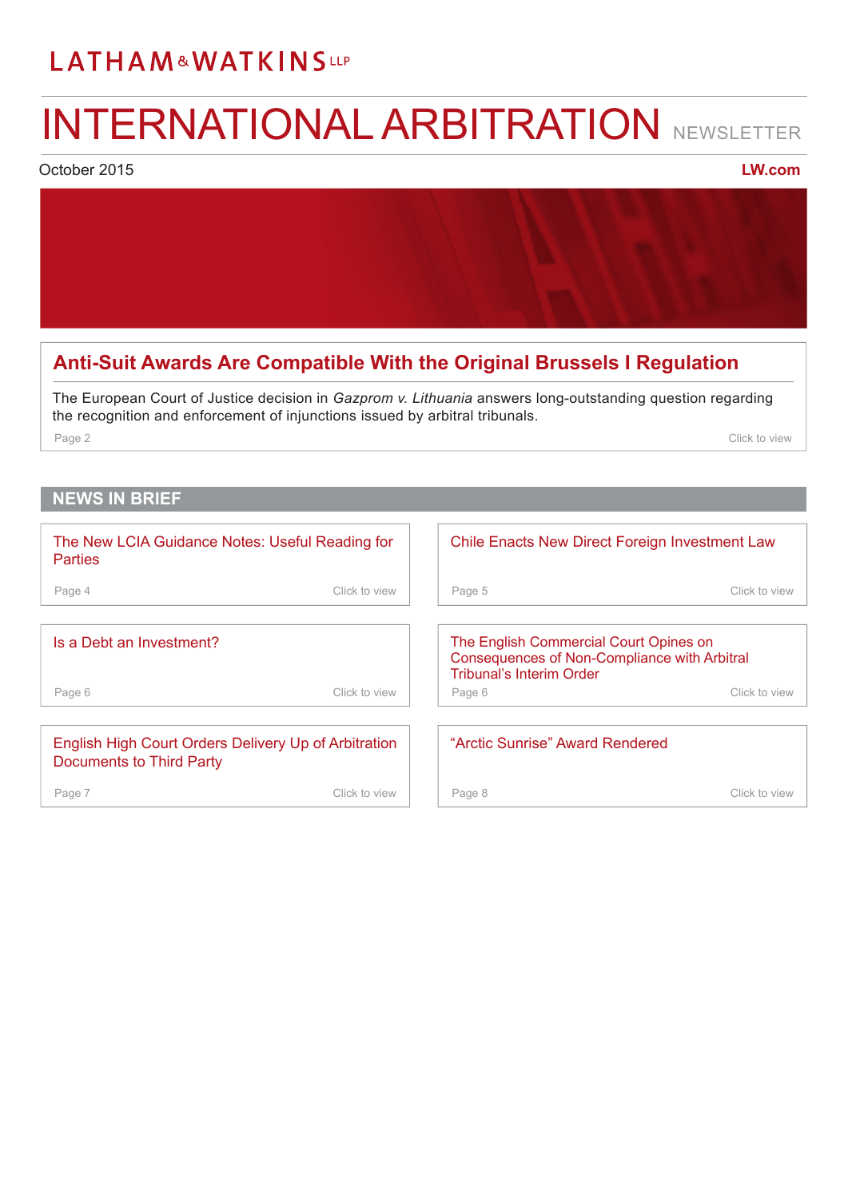LATHAM & WATKINS LLP

# INTERNATIONAL ARBITRATION NEWSLETTER

October 2015

LW.com

## Anti-Suit Awards Are Compatible With the Original Brussels I Regulation

The European Court of Justice decision in *Gazprom v. Lithuania* answers long-outstanding question regarding the recognition and enforcement of injunctions issued by arbitral tribunals.

Page 2 — Click to view

## NEWS IN BRIEF

The New LCIA Guidance Notes: Useful Reading for Parties
Page 4 — Click to view

Chile Enacts New Direct Foreign Investment Law
Page 5 — Click to view

Is a Debt an Investment?
Page 6 — Click to view

The English Commercial Court Opines on Consequences of Non-Compliance with Arbitral Tribunal's Interim Order
Page 6 — Click to view

English High Court Orders Delivery Up of Arbitration Documents to Third Party
Page 7 — Click to view

"Arctic Sunrise" Award Rendered
Page 8 — Click to view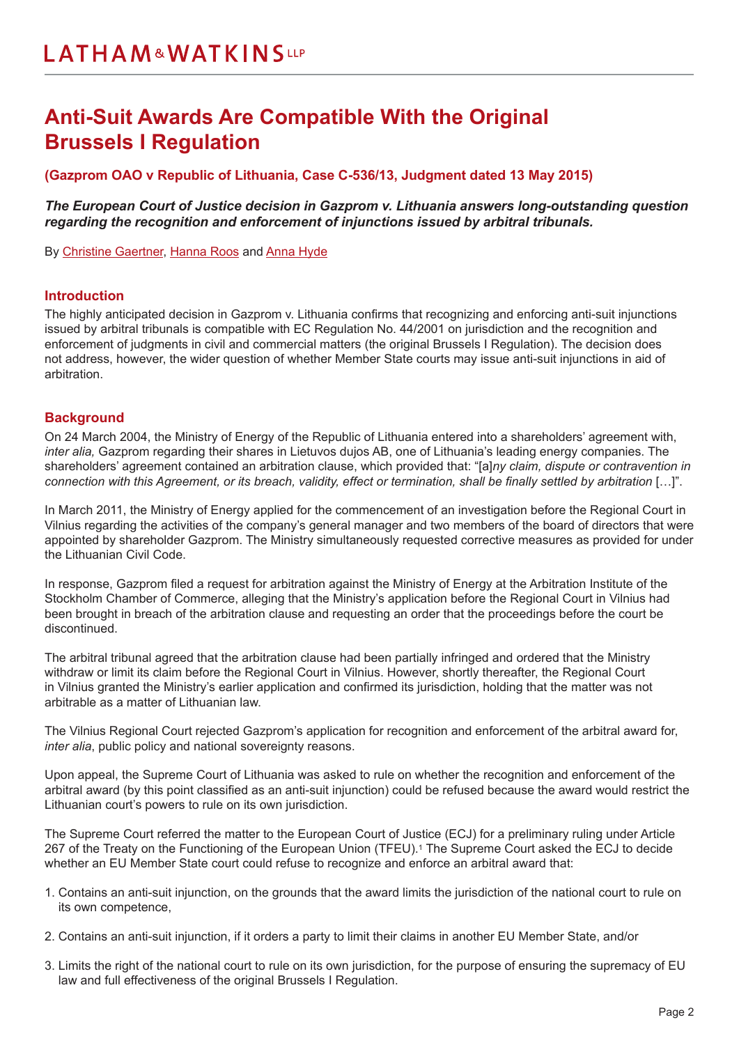# Anti-Suit Awards Are Compatible With the Original Brussels I Regulation

**(Gazprom OAO v Republic of Lithuania, Case C-536/13, Judgment dated 13 May 2015)**

***The European Court of Justice decision in Gazprom v. Lithuania answers long-outstanding question regarding the recognition and enforcement of injunctions issued by arbitral tribunals.***

By Christine Gaertner, Hanna Roos and Anna Hyde

## Introduction

The highly anticipated decision in Gazprom v. Lithuania confirms that recognizing and enforcing anti-suit injunctions issued by arbitral tribunals is compatible with EC Regulation No. 44/2001 on jurisdiction and the recognition and enforcement of judgments in civil and commercial matters (the original Brussels I Regulation). The decision does not address, however, the wider question of whether Member State courts may issue anti-suit injunctions in aid of arbitration.

## Background

On 24 March 2004, the Ministry of Energy of the Republic of Lithuania entered into a shareholders' agreement with, *inter alia,* Gazprom regarding their shares in Lietuvos dujos AB, one of Lithuania's leading energy companies. The shareholders' agreement contained an arbitration clause, which provided that: "[a]*ny claim, dispute or contravention in connection with this Agreement, or its breach, validity, effect or termination, shall be finally settled by arbitration* […]".

In March 2011, the Ministry of Energy applied for the commencement of an investigation before the Regional Court in Vilnius regarding the activities of the company's general manager and two members of the board of directors that were appointed by shareholder Gazprom. The Ministry simultaneously requested corrective measures as provided for under the Lithuanian Civil Code.

In response, Gazprom filed a request for arbitration against the Ministry of Energy at the Arbitration Institute of the Stockholm Chamber of Commerce, alleging that the Ministry's application before the Regional Court in Vilnius had been brought in breach of the arbitration clause and requesting an order that the proceedings before the court be discontinued.

The arbitral tribunal agreed that the arbitration clause had been partially infringed and ordered that the Ministry withdraw or limit its claim before the Regional Court in Vilnius. However, shortly thereafter, the Regional Court in Vilnius granted the Ministry's earlier application and confirmed its jurisdiction, holding that the matter was not arbitrable as a matter of Lithuanian law.

The Vilnius Regional Court rejected Gazprom's application for recognition and enforcement of the arbitral award for, *inter alia*, public policy and national sovereignty reasons.

Upon appeal, the Supreme Court of Lithuania was asked to rule on whether the recognition and enforcement of the arbitral award (by this point classified as an anti-suit injunction) could be refused because the award would restrict the Lithuanian court's powers to rule on its own jurisdiction.

The Supreme Court referred the matter to the European Court of Justice (ECJ) for a preliminary ruling under Article 267 of the Treaty on the Functioning of the European Union (TFEU).[1] The Supreme Court asked the ECJ to decide whether an EU Member State court could refuse to recognize and enforce an arbitral award that:

1. Contains an anti-suit injunction, on the grounds that the award limits the jurisdiction of the national court to rule on its own competence,
2. Contains an anti-suit injunction, if it orders a party to limit their claims in another EU Member State, and/or
3. Limits the right of the national court to rule on its own jurisdiction, for the purpose of ensuring the supremacy of EU law and full effectiveness of the original Brussels I Regulation.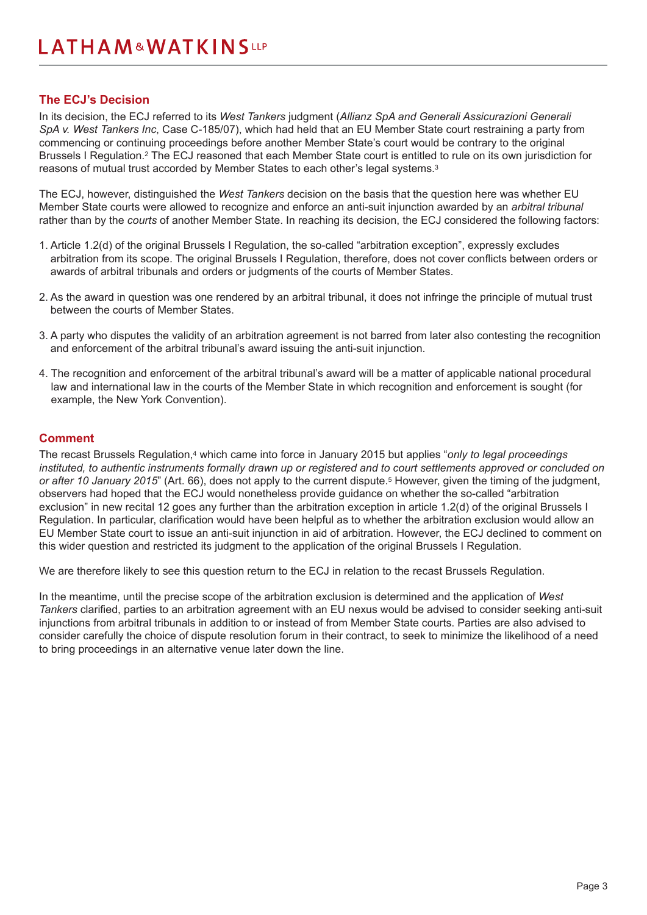## The ECJ's Decision

In its decision, the ECJ referred to its *West Tankers* judgment (*Allianz SpA and Generali Assicurazioni Generali SpA v. West Tankers Inc*, Case C-185/07), which had held that an EU Member State court restraining a party from commencing or continuing proceedings before another Member State's court would be contrary to the original Brussels I Regulation.[2] The ECJ reasoned that each Member State court is entitled to rule on its own jurisdiction for reasons of mutual trust accorded by Member States to each other's legal systems.[3]

The ECJ, however, distinguished the *West Tankers* decision on the basis that the question here was whether EU Member State courts were allowed to recognize and enforce an anti-suit injunction awarded by an *arbitral tribunal* rather than by the *courts* of another Member State. In reaching its decision, the ECJ considered the following factors:

1. Article 1.2(d) of the original Brussels I Regulation, the so-called "arbitration exception", expressly excludes arbitration from its scope. The original Brussels I Regulation, therefore, does not cover conflicts between orders or awards of arbitral tribunals and orders or judgments of the courts of Member States.

2. As the award in question was one rendered by an arbitral tribunal, it does not infringe the principle of mutual trust between the courts of Member States.

3. A party who disputes the validity of an arbitration agreement is not barred from later also contesting the recognition and enforcement of the arbitral tribunal's award issuing the anti-suit injunction.

4. The recognition and enforcement of the arbitral tribunal's award will be a matter of applicable national procedural law and international law in the courts of the Member State in which recognition and enforcement is sought (for example, the New York Convention).

## Comment

The recast Brussels Regulation,[4] which came into force in January 2015 but applies "*only to legal proceedings instituted, to authentic instruments formally drawn up or registered and to court settlements approved or concluded on or after 10 January 2015*" (Art. 66), does not apply to the current dispute.[5] However, given the timing of the judgment, observers had hoped that the ECJ would nonetheless provide guidance on whether the so-called "arbitration exclusion" in new recital 12 goes any further than the arbitration exception in article 1.2(d) of the original Brussels I Regulation. In particular, clarification would have been helpful as to whether the arbitration exclusion would allow an EU Member State court to issue an anti-suit injunction in aid of arbitration. However, the ECJ declined to comment on this wider question and restricted its judgment to the application of the original Brussels I Regulation.

We are therefore likely to see this question return to the ECJ in relation to the recast Brussels Regulation.

In the meantime, until the precise scope of the arbitration exclusion is determined and the application of *West Tankers* clarified, parties to an arbitration agreement with an EU nexus would be advised to consider seeking anti-suit injunctions from arbitral tribunals in addition to or instead of from Member State courts. Parties are also advised to consider carefully the choice of dispute resolution forum in their contract, to seek to minimize the likelihood of a need to bring proceedings in an alternative venue later down the line.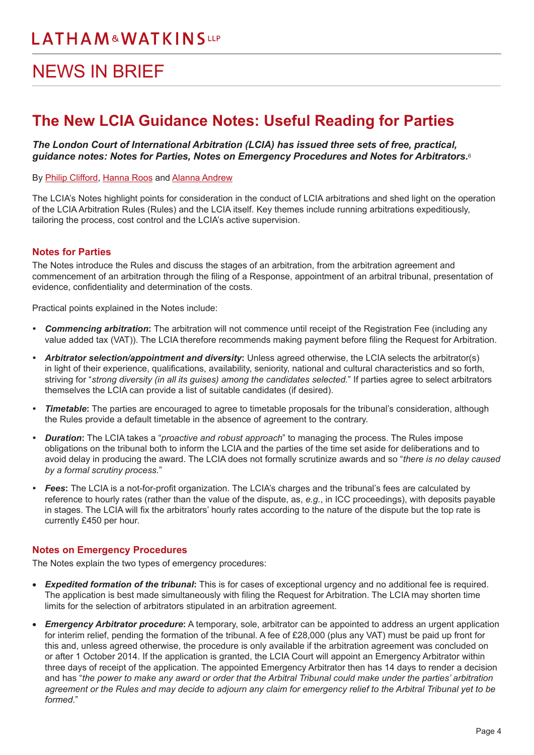# NEWS IN BRIEF

## The New LCIA Guidance Notes: Useful Reading for Parties

***The London Court of International Arbitration (LCIA) has issued three sets of free, practical, guidance notes: Notes for Parties, Notes on Emergency Procedures and Notes for Arbitrators.***[6]

By Philip Clifford, Hanna Roos and Alanna Andrew

The LCIA's Notes highlight points for consideration in the conduct of LCIA arbitrations and shed light on the operation of the LCIA Arbitration Rules (Rules) and the LCIA itself. Key themes include running arbitrations expeditiously, tailoring the process, cost control and the LCIA's active supervision.

### Notes for Parties

The Notes introduce the Rules and discuss the stages of an arbitration, from the arbitration agreement and commencement of an arbitration through the filing of a Response, appointment of an arbitral tribunal, presentation of evidence, confidentiality and determination of the costs.

Practical points explained in the Notes include:

- ***Commencing arbitration*:** The arbitration will not commence until receipt of the Registration Fee (including any value added tax (VAT)). The LCIA therefore recommends making payment before filing the Request for Arbitration.
- ***Arbitrator selection/appointment and diversity*:** Unless agreed otherwise, the LCIA selects the arbitrator(s) in light of their experience, qualifications, availability, seniority, national and cultural characteristics and so forth, striving for "*strong diversity (in all its guises) among the candidates selected.*" If parties agree to select arbitrators themselves the LCIA can provide a list of suitable candidates (if desired).
- ***Timetable*:** The parties are encouraged to agree to timetable proposals for the tribunal's consideration, although the Rules provide a default timetable in the absence of agreement to the contrary.
- ***Duration*:** The LCIA takes a "*proactive and robust approach*" to managing the process. The Rules impose obligations on the tribunal both to inform the LCIA and the parties of the time set aside for deliberations and to avoid delay in producing the award. The LCIA does not formally scrutinize awards and so "*there is no delay caused by a formal scrutiny process.*"
- ***Fees*:** The LCIA is a not-for-profit organization. The LCIA's charges and the tribunal's fees are calculated by reference to hourly rates (rather than the value of the dispute, as, *e.g.*, in ICC proceedings), with deposits payable in stages. The LCIA will fix the arbitrators' hourly rates according to the nature of the dispute but the top rate is currently £450 per hour.

### Notes on Emergency Procedures

The Notes explain the two types of emergency procedures:

- ***Expedited formation of the tribunal*:** This is for cases of exceptional urgency and no additional fee is required. The application is best made simultaneously with filing the Request for Arbitration. The LCIA may shorten time limits for the selection of arbitrators stipulated in an arbitration agreement.
- ***Emergency Arbitrator procedure*:** A temporary, sole, arbitrator can be appointed to address an urgent application for interim relief, pending the formation of the tribunal. A fee of £28,000 (plus any VAT) must be paid up front for this and, unless agreed otherwise, the procedure is only available if the arbitration agreement was concluded on or after 1 October 2014. If the application is granted, the LCIA Court will appoint an Emergency Arbitrator within three days of receipt of the application. The appointed Emergency Arbitrator then has 14 days to render a decision and has "*the power to make any award or order that the Arbitral Tribunal could make under the parties' arbitration agreement or the Rules and may decide to adjourn any claim for emergency relief to the Arbitral Tribunal yet to be formed.*"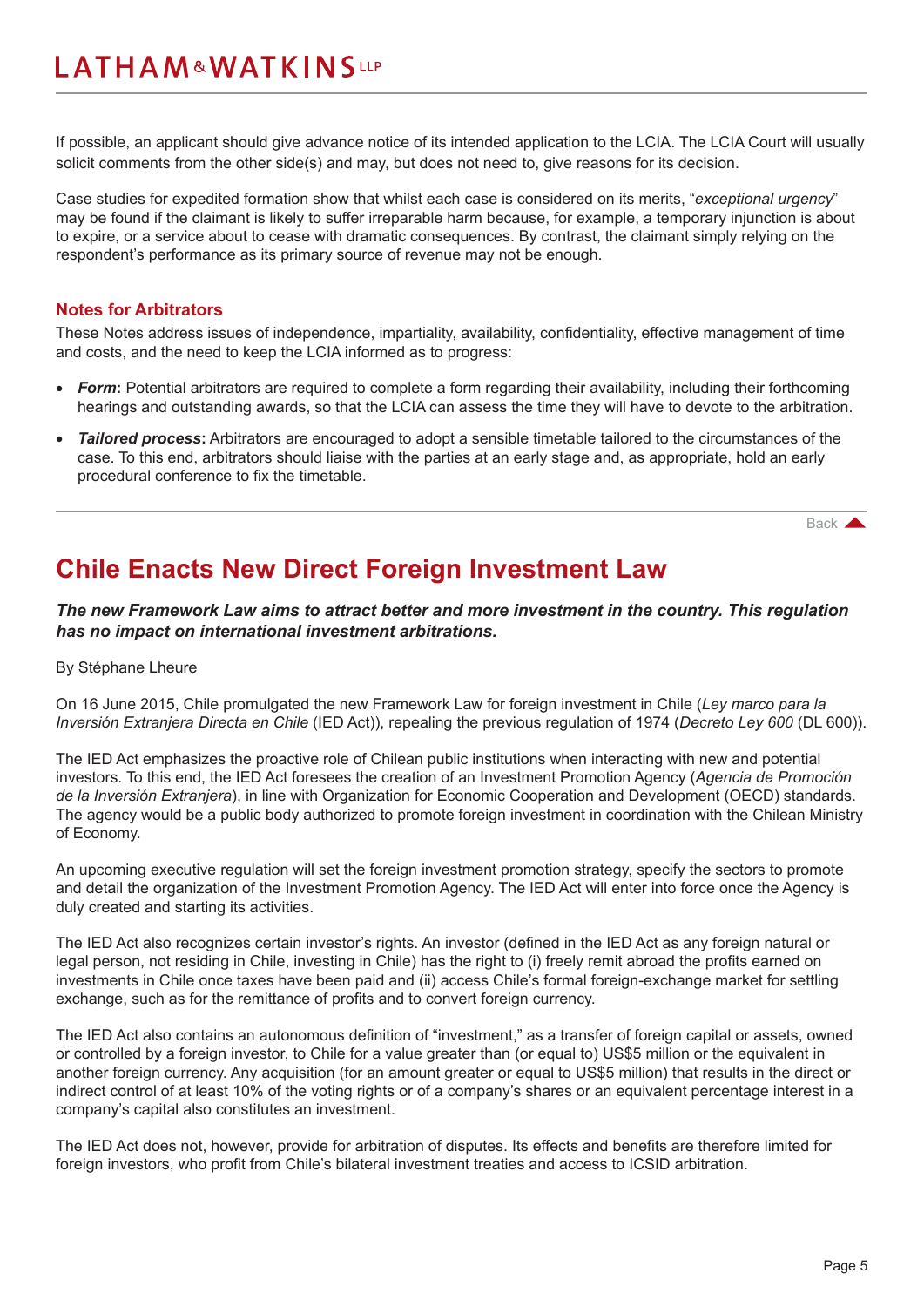If possible, an applicant should give advance notice of its intended application to the LCIA. The LCIA Court will usually solicit comments from the other side(s) and may, but does not need to, give reasons for its decision.

Case studies for expedited formation show that whilst each case is considered on its merits, "*exceptional urgency*" may be found if the claimant is likely to suffer irreparable harm because, for example, a temporary injunction is about to expire, or a service about to cease with dramatic consequences. By contrast, the claimant simply relying on the respondent's performance as its primary source of revenue may not be enough.

### Notes for Arbitrators

These Notes address issues of independence, impartiality, availability, confidentiality, effective management of time and costs, and the need to keep the LCIA informed as to progress:

- ***Form*:** Potential arbitrators are required to complete a form regarding their availability, including their forthcoming hearings and outstanding awards, so that the LCIA can assess the time they will have to devote to the arbitration.
- ***Tailored process*:** Arbitrators are encouraged to adopt a sensible timetable tailored to the circumstances of the case. To this end, arbitrators should liaise with the parties at an early stage and, as appropriate, hold an early procedural conference to fix the timetable.

Back

## Chile Enacts New Direct Foreign Investment Law

***The new Framework Law aims to attract better and more investment in the country. This regulation has no impact on international investment arbitrations.***

By Stéphane Lheure

On 16 June 2015, Chile promulgated the new Framework Law for foreign investment in Chile (*Ley marco para la Inversión Extranjera Directa en Chile* (IED Act)), repealing the previous regulation of 1974 (*Decreto Ley 600* (DL 600)).

The IED Act emphasizes the proactive role of Chilean public institutions when interacting with new and potential investors. To this end, the IED Act foresees the creation of an Investment Promotion Agency (*Agencia de Promoción de la Inversión Extranjera*), in line with Organization for Economic Cooperation and Development (OECD) standards. The agency would be a public body authorized to promote foreign investment in coordination with the Chilean Ministry of Economy.

An upcoming executive regulation will set the foreign investment promotion strategy, specify the sectors to promote and detail the organization of the Investment Promotion Agency. The IED Act will enter into force once the Agency is duly created and starting its activities.

The IED Act also recognizes certain investor's rights. An investor (defined in the IED Act as any foreign natural or legal person, not residing in Chile, investing in Chile) has the right to (i) freely remit abroad the profits earned on investments in Chile once taxes have been paid and (ii) access Chile's formal foreign-exchange market for settling exchange, such as for the remittance of profits and to convert foreign currency.

The IED Act also contains an autonomous definition of "investment," as a transfer of foreign capital or assets, owned or controlled by a foreign investor, to Chile for a value greater than (or equal to) US$5 million or the equivalent in another foreign currency. Any acquisition (for an amount greater or equal to US$5 million) that results in the direct or indirect control of at least 10% of the voting rights or of a company's shares or an equivalent percentage interest in a company's capital also constitutes an investment.

The IED Act does not, however, provide for arbitration of disputes. Its effects and benefits are therefore limited for foreign investors, who profit from Chile's bilateral investment treaties and access to ICSID arbitration.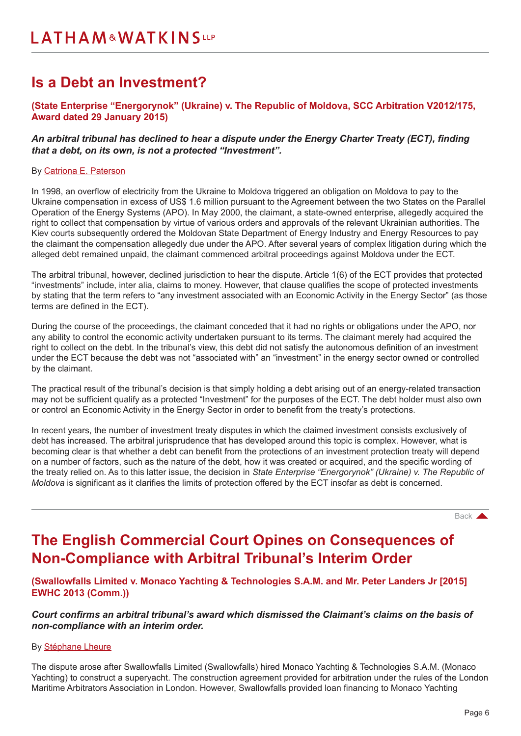# Is a Debt an Investment?

**(State Enterprise "Energorynok" (Ukraine) v. The Republic of Moldova, SCC Arbitration V2012/175, Award dated 29 January 2015)**

***An arbitral tribunal has declined to hear a dispute under the Energy Charter Treaty (ECT), finding that a debt, on its own, is not a protected "Investment".***

By Catriona E. Paterson

In 1998, an overflow of electricity from the Ukraine to Moldova triggered an obligation on Moldova to pay to the Ukraine compensation in excess of US$ 1.6 million pursuant to the Agreement between the two States on the Parallel Operation of the Energy Systems (APO). In May 2000, the claimant, a state-owned enterprise, allegedly acquired the right to collect that compensation by virtue of various orders and approvals of the relevant Ukrainian authorities. The Kiev courts subsequently ordered the Moldovan State Department of Energy Industry and Energy Resources to pay the claimant the compensation allegedly due under the APO. After several years of complex litigation during which the alleged debt remained unpaid, the claimant commenced arbitral proceedings against Moldova under the ECT.

The arbitral tribunal, however, declined jurisdiction to hear the dispute. Article 1(6) of the ECT provides that protected "investments" include, inter alia, claims to money. However, that clause qualifies the scope of protected investments by stating that the term refers to "any investment associated with an Economic Activity in the Energy Sector" (as those terms are defined in the ECT).

During the course of the proceedings, the claimant conceded that it had no rights or obligations under the APO, nor any ability to control the economic activity undertaken pursuant to its terms. The claimant merely had acquired the right to collect on the debt. In the tribunal's view, this debt did not satisfy the autonomous definition of an investment under the ECT because the debt was not "associated with" an "investment" in the energy sector owned or controlled by the claimant.

The practical result of the tribunal's decision is that simply holding a debt arising out of an energy-related transaction may not be sufficient qualify as a protected "Investment" for the purposes of the ECT. The debt holder must also own or control an Economic Activity in the Energy Sector in order to benefit from the treaty's protections.

In recent years, the number of investment treaty disputes in which the claimed investment consists exclusively of debt has increased. The arbitral jurisprudence that has developed around this topic is complex. However, what is becoming clear is that whether a debt can benefit from the protections of an investment protection treaty will depend on a number of factors, such as the nature of the debt, how it was created or acquired, and the specific wording of the treaty relied on. As to this latter issue, the decision in *State Enterprise "Energorynok" (Ukraine) v. The Republic of Moldova* is significant as it clarifies the limits of protection offered by the ECT insofar as debt is concerned.

Back

# The English Commercial Court Opines on Consequences of Non-Compliance with Arbitral Tribunal's Interim Order

**(Swallowfalls Limited v. Monaco Yachting & Technologies S.A.M. and Mr. Peter Landers Jr [2015] EWHC 2013 (Comm.))**

***Court confirms an arbitral tribunal's award which dismissed the Claimant's claims on the basis of non-compliance with an interim order.***

By Stéphane Lheure

The dispute arose after Swallowfalls Limited (Swallowfalls) hired Monaco Yachting & Technologies S.A.M. (Monaco Yachting) to construct a superyacht. The construction agreement provided for arbitration under the rules of the London Maritime Arbitrators Association in London. However, Swallowfalls provided loan financing to Monaco Yachting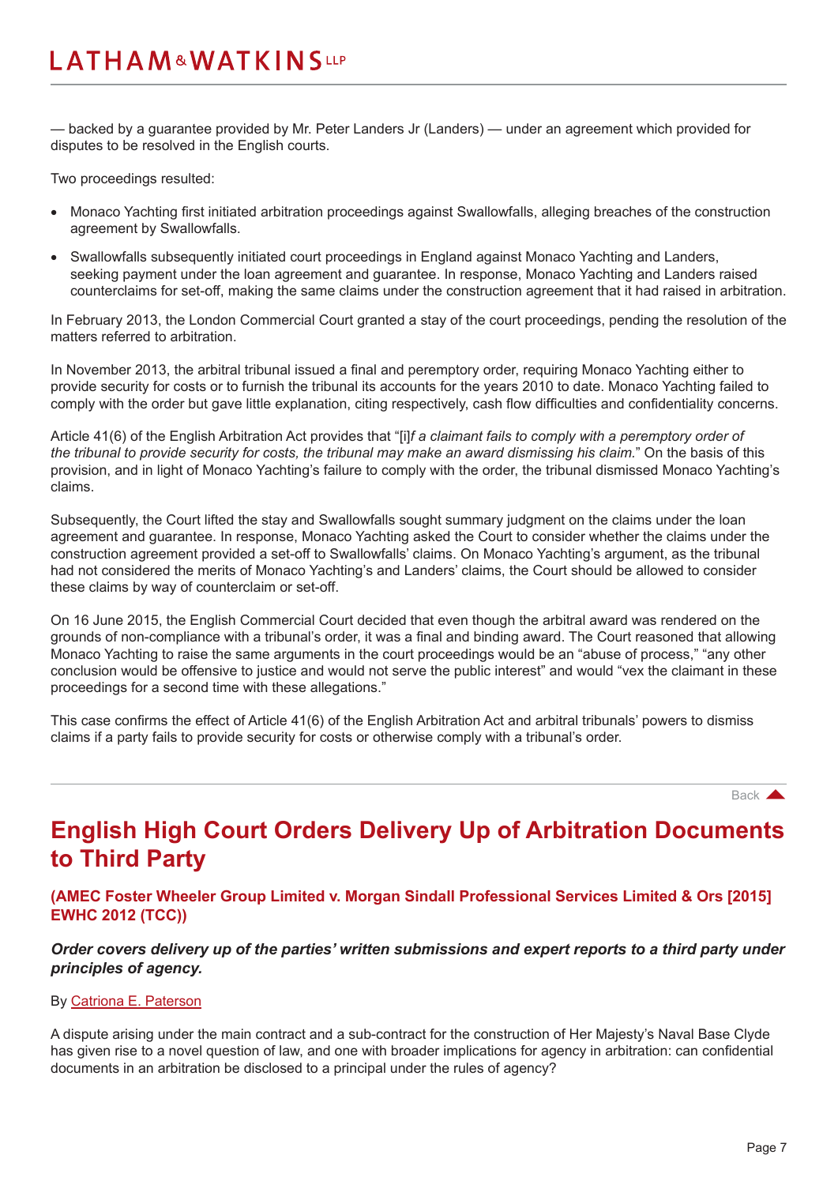— backed by a guarantee provided by Mr. Peter Landers Jr (Landers) — under an agreement which provided for disputes to be resolved in the English courts.

Two proceedings resulted:

- Monaco Yachting first initiated arbitration proceedings against Swallowfalls, alleging breaches of the construction agreement by Swallowfalls.
- Swallowfalls subsequently initiated court proceedings in England against Monaco Yachting and Landers, seeking payment under the loan agreement and guarantee. In response, Monaco Yachting and Landers raised counterclaims for set-off, making the same claims under the construction agreement that it had raised in arbitration.

In February 2013, the London Commercial Court granted a stay of the court proceedings, pending the resolution of the matters referred to arbitration.

In November 2013, the arbitral tribunal issued a final and peremptory order, requiring Monaco Yachting either to provide security for costs or to furnish the tribunal its accounts for the years 2010 to date. Monaco Yachting failed to comply with the order but gave little explanation, citing respectively, cash flow difficulties and confidentiality concerns.

Article 41(6) of the English Arbitration Act provides that "[i]*f a claimant fails to comply with a peremptory order of the tribunal to provide security for costs, the tribunal may make an award dismissing his claim.*" On the basis of this provision, and in light of Monaco Yachting's failure to comply with the order, the tribunal dismissed Monaco Yachting's claims.

Subsequently, the Court lifted the stay and Swallowfalls sought summary judgment on the claims under the loan agreement and guarantee. In response, Monaco Yachting asked the Court to consider whether the claims under the construction agreement provided a set-off to Swallowfalls' claims. On Monaco Yachting's argument, as the tribunal had not considered the merits of Monaco Yachting's and Landers' claims, the Court should be allowed to consider these claims by way of counterclaim or set-off.

On 16 June 2015, the English Commercial Court decided that even though the arbitral award was rendered on the grounds of non-compliance with a tribunal's order, it was a final and binding award. The Court reasoned that allowing Monaco Yachting to raise the same arguments in the court proceedings would be an "abuse of process," "any other conclusion would be offensive to justice and would not serve the public interest" and would "vex the claimant in these proceedings for a second time with these allegations."

This case confirms the effect of Article 41(6) of the English Arbitration Act and arbitral tribunals' powers to dismiss claims if a party fails to provide security for costs or otherwise comply with a tribunal's order.

Back

## English High Court Orders Delivery Up of Arbitration Documents to Third Party

### (AMEC Foster Wheeler Group Limited v. Morgan Sindall Professional Services Limited & Ors [2015] EWHC 2012 (TCC))

***Order covers delivery up of the parties' written submissions and expert reports to a third party under principles of agency.***

By Catriona E. Paterson

A dispute arising under the main contract and a sub-contract for the construction of Her Majesty's Naval Base Clyde has given rise to a novel question of law, and one with broader implications for agency in arbitration: can confidential documents in an arbitration be disclosed to a principal under the rules of agency?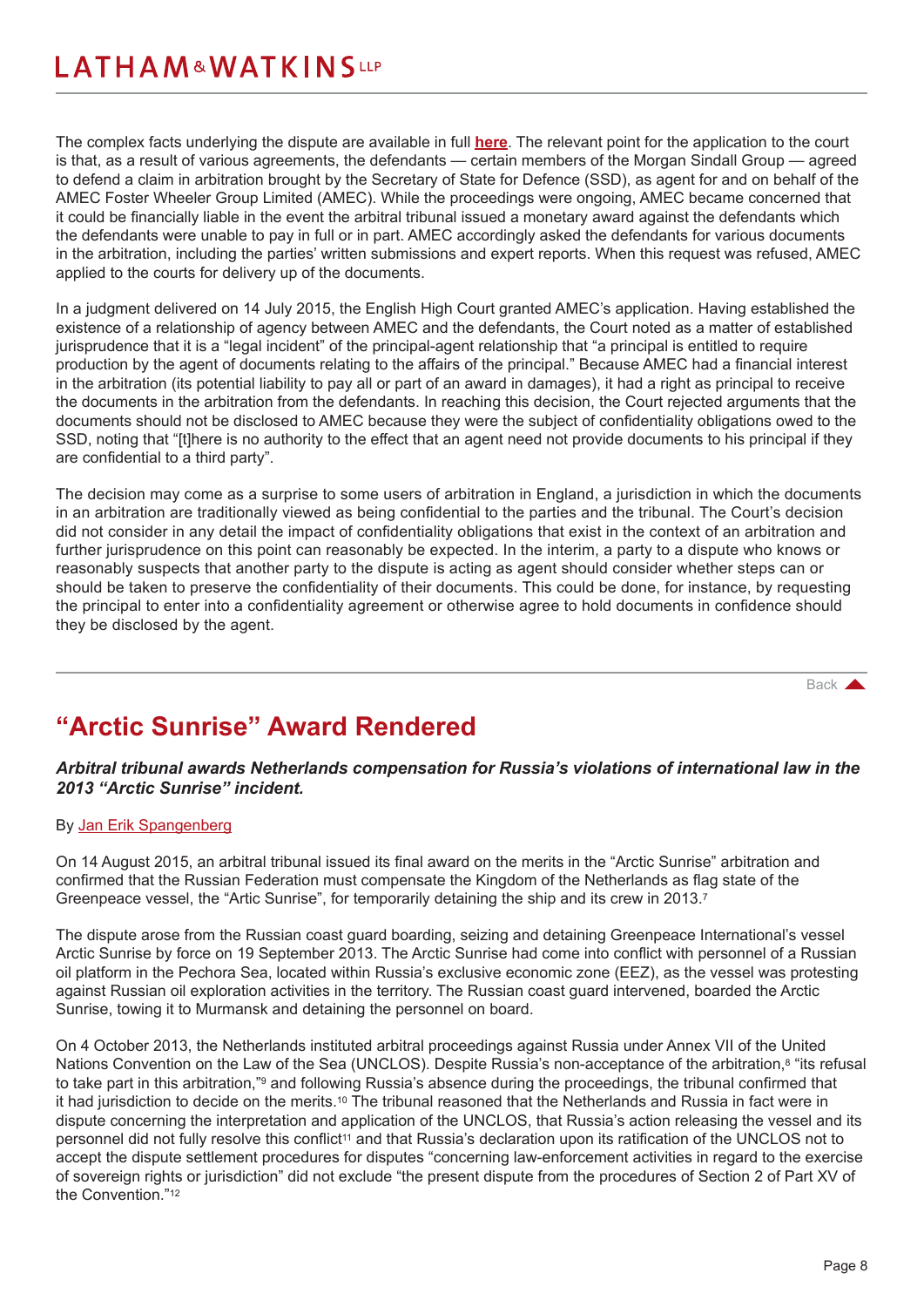The complex facts underlying the dispute are available in full **here**. The relevant point for the application to the court is that, as a result of various agreements, the defendants — certain members of the Morgan Sindall Group — agreed to defend a claim in arbitration brought by the Secretary of State for Defence (SSD), as agent for and on behalf of the AMEC Foster Wheeler Group Limited (AMEC). While the proceedings were ongoing, AMEC became concerned that it could be financially liable in the event the arbitral tribunal issued a monetary award against the defendants which the defendants were unable to pay in full or in part. AMEC accordingly asked the defendants for various documents in the arbitration, including the parties' written submissions and expert reports. When this request was refused, AMEC applied to the courts for delivery up of the documents.

In a judgment delivered on 14 July 2015, the English High Court granted AMEC's application. Having established the existence of a relationship of agency between AMEC and the defendants, the Court noted as a matter of established jurisprudence that it is a "legal incident" of the principal-agent relationship that "a principal is entitled to require production by the agent of documents relating to the affairs of the principal." Because AMEC had a financial interest in the arbitration (its potential liability to pay all or part of an award in damages), it had a right as principal to receive the documents in the arbitration from the defendants. In reaching this decision, the Court rejected arguments that the documents should not be disclosed to AMEC because they were the subject of confidentiality obligations owed to the SSD, noting that "[t]here is no authority to the effect that an agent need not provide documents to his principal if they are confidential to a third party".

The decision may come as a surprise to some users of arbitration in England, a jurisdiction in which the documents in an arbitration are traditionally viewed as being confidential to the parties and the tribunal. The Court's decision did not consider in any detail the impact of confidentiality obligations that exist in the context of an arbitration and further jurisprudence on this point can reasonably be expected. In the interim, a party to a dispute who knows or reasonably suspects that another party to the dispute is acting as agent should consider whether steps can or should be taken to preserve the confidentiality of their documents. This could be done, for instance, by requesting the principal to enter into a confidentiality agreement or otherwise agree to hold documents in confidence should they be disclosed by the agent.

Back

## "Arctic Sunrise" Award Rendered

***Arbitral tribunal awards Netherlands compensation for Russia's violations of international law in the 2013 "Arctic Sunrise" incident.***

By Jan Erik Spangenberg

On 14 August 2015, an arbitral tribunal issued its final award on the merits in the "Arctic Sunrise" arbitration and confirmed that the Russian Federation must compensate the Kingdom of the Netherlands as flag state of the Greenpeace vessel, the "Artic Sunrise", for temporarily detaining the ship and its crew in 2013.[7]

The dispute arose from the Russian coast guard boarding, seizing and detaining Greenpeace International's vessel Arctic Sunrise by force on 19 September 2013. The Arctic Sunrise had come into conflict with personnel of a Russian oil platform in the Pechora Sea, located within Russia's exclusive economic zone (EEZ), as the vessel was protesting against Russian oil exploration activities in the territory. The Russian coast guard intervened, boarded the Arctic Sunrise, towing it to Murmansk and detaining the personnel on board.

On 4 October 2013, the Netherlands instituted arbitral proceedings against Russia under Annex VII of the United Nations Convention on the Law of the Sea (UNCLOS). Despite Russia's non-acceptance of the arbitration,[8] "its refusal to take part in this arbitration,"[9] and following Russia's absence during the proceedings, the tribunal confirmed that it had jurisdiction to decide on the merits.[10] The tribunal reasoned that the Netherlands and Russia in fact were in dispute concerning the interpretation and application of the UNCLOS, that Russia's action releasing the vessel and its personnel did not fully resolve this conflict[11] and that Russia's declaration upon its ratification of the UNCLOS not to accept the dispute settlement procedures for disputes "concerning law-enforcement activities in regard to the exercise of sovereign rights or jurisdiction" did not exclude "the present dispute from the procedures of Section 2 of Part XV of the Convention."[12]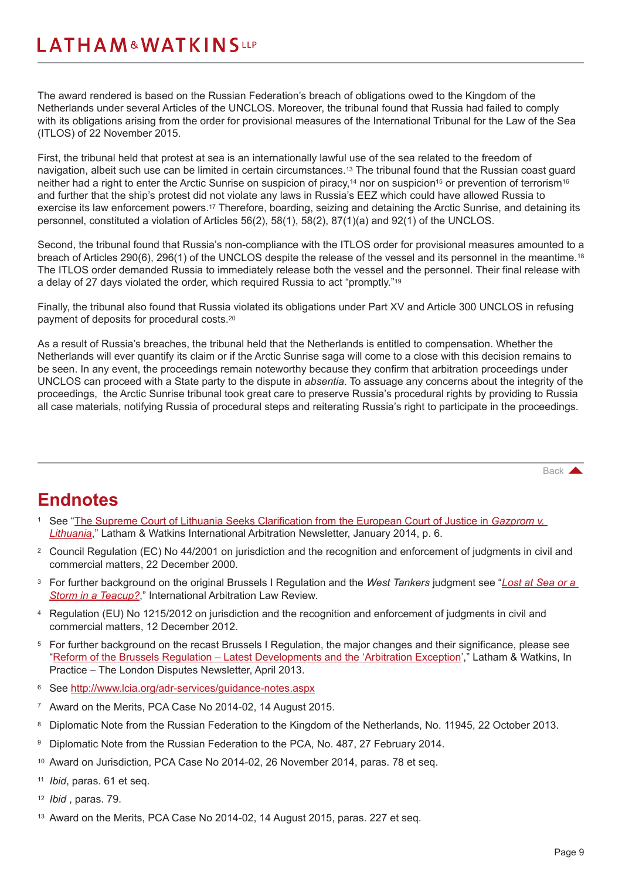The award rendered is based on the Russian Federation's breach of obligations owed to the Kingdom of the Netherlands under several Articles of the UNCLOS. Moreover, the tribunal found that Russia had failed to comply with its obligations arising from the order for provisional measures of the International Tribunal for the Law of the Sea (ITLOS) of 22 November 2015.

First, the tribunal held that protest at sea is an internationally lawful use of the sea related to the freedom of navigation, albeit such use can be limited in certain circumstances.[13] The tribunal found that the Russian coast guard neither had a right to enter the Arctic Sunrise on suspicion of piracy,[14] nor on suspicion[15] or prevention of terrorism[16] and further that the ship's protest did not violate any laws in Russia's EEZ which could have allowed Russia to exercise its law enforcement powers.[17] Therefore, boarding, seizing and detaining the Arctic Sunrise, and detaining its personnel, constituted a violation of Articles 56(2), 58(1), 58(2), 87(1)(a) and 92(1) of the UNCLOS.

Second, the tribunal found that Russia's non-compliance with the ITLOS order for provisional measures amounted to a breach of Articles 290(6), 296(1) of the UNCLOS despite the release of the vessel and its personnel in the meantime.[18] The ITLOS order demanded Russia to immediately release both the vessel and the personnel. Their final release with a delay of 27 days violated the order, which required Russia to act "promptly."[19]

Finally, the tribunal also found that Russia violated its obligations under Part XV and Article 300 UNCLOS in refusing payment of deposits for procedural costs.[20]

As a result of Russia's breaches, the tribunal held that the Netherlands is entitled to compensation. Whether the Netherlands will ever quantify its claim or if the Arctic Sunrise saga will come to a close with this decision remains to be seen. In any event, the proceedings remain noteworthy because they confirm that arbitration proceedings under UNCLOS can proceed with a State party to the dispute in *absentia*. To assuage any concerns about the integrity of the proceedings, the Arctic Sunrise tribunal took great care to preserve Russia's procedural rights by providing to Russia all case materials, notifying Russia of procedural steps and reiterating Russia's right to participate in the proceedings.

Back

## Endnotes

1. See "The Supreme Court of Lithuania Seeks Clarification from the European Court of Justice in *Gazprom v. Lithuania*," Latham & Watkins International Arbitration Newsletter, January 2014, p. 6.
2. Council Regulation (EC) No 44/2001 on jurisdiction and the recognition and enforcement of judgments in civil and commercial matters, 22 December 2000.
3. For further background on the original Brussels I Regulation and the *West Tankers* judgment see "*Lost at Sea or a Storm in a Teacup?*," International Arbitration Law Review.
4. Regulation (EU) No 1215/2012 on jurisdiction and the recognition and enforcement of judgments in civil and commercial matters, 12 December 2012.
5. For further background on the recast Brussels I Regulation, the major changes and their significance, please see "Reform of the Brussels Regulation – Latest Developments and the 'Arbitration Exception'," Latham & Watkins, In Practice – The London Disputes Newsletter, April 2013.
6. See http://www.lcia.org/adr-services/guidance-notes.aspx
7. Award on the Merits, PCA Case No 2014-02, 14 August 2015.
8. Diplomatic Note from the Russian Federation to the Kingdom of the Netherlands, No. 11945, 22 October 2013.
9. Diplomatic Note from the Russian Federation to the PCA, No. 487, 27 February 2014.
10. Award on Jurisdiction, PCA Case No 2014-02, 26 November 2014, paras. 78 et seq.
11. *Ibid*, paras. 61 et seq.
12. *Ibid* , paras. 79.
13. Award on the Merits, PCA Case No 2014-02, 14 August 2015, paras. 227 et seq.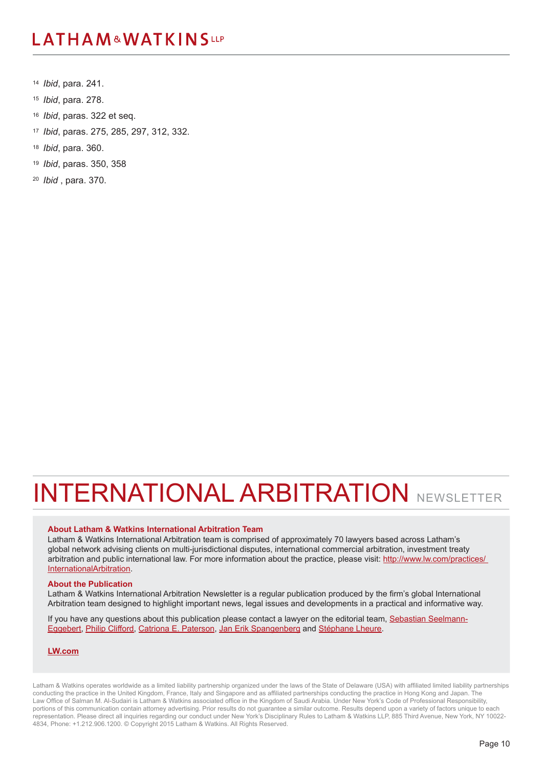[14] *Ibid*, para. 241.

[15] *Ibid*, para. 278.

[16] *Ibid*, paras. 322 et seq.

[17] *Ibid*, paras. 275, 285, 297, 312, 332.

[18] *Ibid*, para. 360.

[19] *Ibid*, paras. 350, 358

[20] *Ibid* , para. 370.

# INTERNATIONAL ARBITRATION NEWSLETTER

**About Latham & Watkins International Arbitration Team**

Latham & Watkins International Arbitration team is comprised of approximately 70 lawyers based across Latham's global network advising clients on multi-jurisdictional disputes, international commercial arbitration, investment treaty arbitration and public international law. For more information about the practice, please visit: [http://www.lw.com/practices/InternationalArbitration](http://www.lw.com/practices/InternationalArbitration).

**About the Publication**

Latham & Watkins International Arbitration Newsletter is a regular publication produced by the firm's global International Arbitration team designed to highlight important news, legal issues and developments in a practical and informative way.

If you have any questions about this publication please contact a lawyer on the editorial team, Sebastian Seelmann-Eggebert, Philip Clifford, Catriona E. Paterson, Jan Erik Spangenberg and Stéphane Lheure.

**LW.com**

Latham & Watkins operates worldwide as a limited liability partnership organized under the laws of the State of Delaware (USA) with affiliated limited liability partnerships conducting the practice in the United Kingdom, France, Italy and Singapore and as affiliated partnerships conducting the practice in Hong Kong and Japan. The Law Office of Salman M. Al-Sudairi is Latham & Watkins associated office in the Kingdom of Saudi Arabia. Under New York's Code of Professional Responsibility, portions of this communication contain attorney advertising. Prior results do not guarantee a similar outcome. Results depend upon a variety of factors unique to each representation. Please direct all inquiries regarding our conduct under New York's Disciplinary Rules to Latham & Watkins LLP, 885 Third Avenue, New York, NY 10022-4834, Phone: +1.212.906.1200. © Copyright 2015 Latham & Watkins. All Rights Reserved.